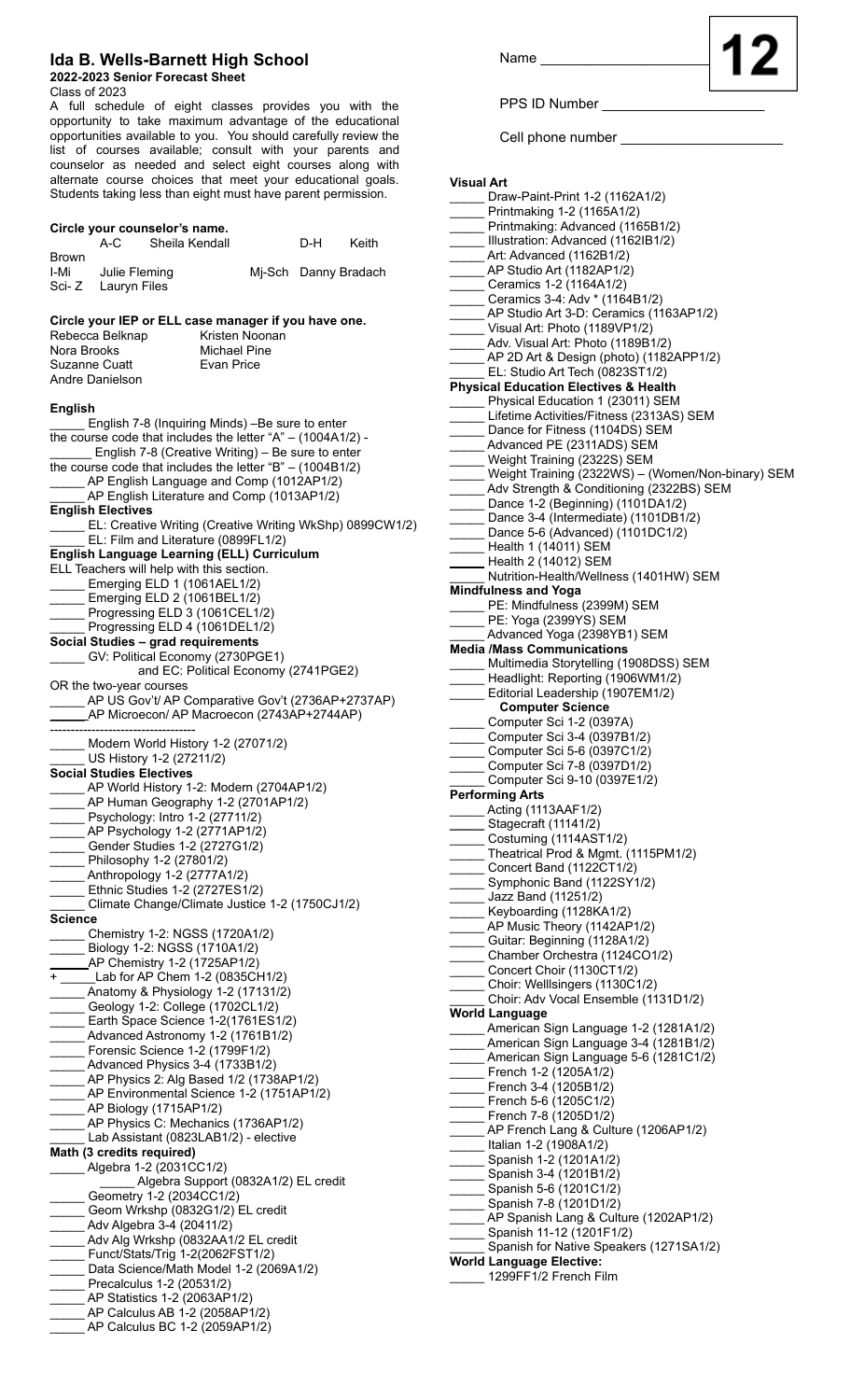# Ida B. Wells-Barnett High School

**2022-2023 Senior Forecast Sheet**

Class of 2023

A full schedule of eight classes provides you with the opportunity to take maximum advantage of the educational opportunities available to you. You should carefully review the list of courses available; consult with your parents and counselor as needed and select eight courses along with alternate course choices that meet your educational goals. Students taking less than eight must have parent permission.

Name ____________________

**12**

PPS ID Number ____________________

Cell phone number ____________________

### Circle your counselor's name.

A-C Sheila Kendall D-H Keith Brown
I-Mi Julie Fleming Mj-Sch Danny Bradach
Sci- Z Lauryn Files

### Circle your IEP or ELL case manager if you have one.

Rebecca Belknap Kristen Noonan
Nora Brooks Michael Pine
Suzanne Cuatt Evan Price
Andre Danielson

### English

_____ English 7-8 (Inquiring Minds) –Be sure to enter the course code that includes the letter "A" – (1004A1/2) -
______ English 7-8 (Creative Writing) – Be sure to enter the course code that includes the letter "B" – (1004B1/2)
_____ AP English Language and Comp (1012AP1/2)
_____ AP English Literature and Comp (1013AP1/2)

### English Electives

_____ EL: Creative Writing (Creative Writing WkShp) 0899CW1/2)
_____ EL: Film and Literature (0899FL1/2)

### English Language Learning (ELL) Curriculum

ELL Teachers will help with this section.
_____ Emerging ELD 1 (1061AEL1/2)
_____ Emerging ELD 2 (1061BEL1/2)
_____ Progressing ELD 3 (1061CEL1/2)
_____ Progressing ELD 4 (1061DEL1/2)

### Social Studies – grad requirements

_____ GV: Political Economy (2730PGE1)
and EC: Political Economy (2741PGE2)
OR the two-year courses
_____ AP US Gov't/ AP Comparative Gov't (2736AP+2737AP)
_____ AP Microecon/ AP Macroecon (2743AP+2744AP)
----------------------------------
_____ Modern World History 1-2 (27071/2)
_____ US History 1-2 (27211/2)

### Social Studies Electives

_____ AP World History 1-2: Modern (2704AP1/2)
_____ AP Human Geography 1-2 (2701AP1/2)
_____ Psychology: Intro 1-2 (27711/2)
_____ AP Psychology 1-2 (2771AP1/2)
_____ Gender Studies 1-2 (2727G1/2)
_____ Philosophy 1-2 (27801/2)
_____ Anthropology 1-2 (2777A1/2)
_____ Ethnic Studies 1-2 (2727ES1/2)
_____ Climate Change/Climate Justice 1-2 (1750CJ1/2)

### Science

_____ Chemistry 1-2: NGSS (1720A1/2)
_____ Biology 1-2: NGSS (1710A1/2)
_____ AP Chemistry 1-2 (1725AP1/2)
+ _____ Lab for AP Chem 1-2 (0835CH1/2)
_____ Anatomy & Physiology 1-2 (17131/2)
_____ Geology 1-2: College (1702CL1/2)
_____ Earth Space Science 1-2(1761ES1/2)
_____ Advanced Astronomy 1-2 (1761B1/2)
_____ Forensic Science 1-2 (1799F1/2)
_____ Advanced Physics 3-4 (1733B1/2)
_____ AP Physics 2: Alg Based 1/2 (1738AP1/2)
_____ AP Environmental Science 1-2 (1751AP1/2)
_____ AP Biology (1715AP1/2)
_____ AP Physics C: Mechanics (1736AP1/2)
_____ Lab Assistant (0823LAB1/2) - elective

### Math (3 credits required)

_____ Algebra 1-2 (2031CC1/2)
_____ Algebra Support (0832A1/2) EL credit
_____ Geometry 1-2 (2034CC1/2)
_____ Geom Wrkshp (0832G1/2) EL credit
_____ Adv Algebra 3-4 (20411/2)
_____ Adv Alg Wrkshp (0832AA1/2 EL credit
_____ Funct/Stats/Trig 1-2(2062FST1/2)
_____ Data Science/Math Model 1-2 (2069A1/2)
_____ Precalculus 1-2 (20531/2)
_____ AP Statistics 1-2 (2063AP1/2)
_____ AP Calculus AB 1-2 (2058AP1/2)
_____ AP Calculus BC 1-2 (2059AP1/2)

### Visual Art

_____ Draw-Paint-Print 1-2 (1162A1/2)
_____ Printmaking 1-2 (1165A1/2)
_____ Printmaking: Advanced (1165B1/2)
_____ Illustration: Advanced (1162IB1/2)
_____ Art: Advanced (1162B1/2)
_____ AP Studio Art (1182AP1/2)
_____ Ceramics 1-2 (1164A1/2)
_____ Ceramics 3-4: Adv * (1164B1/2)
_____ AP Studio Art 3-D: Ceramics (1163AP1/2)
_____ Visual Art: Photo (1189VP1/2)
_____ Adv. Visual Art: Photo (1189B1/2)
_____ AP 2D Art & Design (photo) (1182APP1/2)
_____ EL: Studio Art Tech (0823ST1/2)

### Physical Education Electives & Health

_____ Physical Education 1 (23011) SEM
_____ Lifetime Activities/Fitness (2313AS) SEM
_____ Dance for Fitness (1104DS) SEM
_____ Advanced PE (2311ADS) SEM
_____ Weight Training (2322S) SEM
_____ Weight Training (2322WS) – (Women/Non-binary) SEM
_____ Adv Strength & Conditioning (2322BS) SEM
_____ Dance 1-2 (Beginning) (1101DA1/2)
_____ Dance 3-4 (Intermediate) (1101DB1/2)
_____ Dance 5-6 (Advanced) (1101DC1/2)
_____ Health 1 (14011) SEM
_____ Health 2 (14012) SEM
_____ Nutrition-Health/Wellness (1401HW) SEM

### Mindfulness and Yoga

_____ PE: Mindfulness (2399M) SEM
_____ PE: Yoga (2399YS) SEM
_____ Advanced Yoga (2398YB1) SEM

### Media /Mass Communications

_____ Multimedia Storytelling (1908DSS) SEM
_____ Headlight: Reporting (1906WM1/2)
_____ Editorial Leadership (1907EM1/2)

**Computer Science**

_____ Computer Sci 1-2 (0397A)
_____ Computer Sci 3-4 (0397B1/2)
_____ Computer Sci 5-6 (0397C1/2)
_____ Computer Sci 7-8 (0397D1/2)
_____ Computer Sci 9-10 (0397E1/2)

### Performing Arts

_____ Acting (1113AAF1/2)
_____ Stagecraft (11141/2)
_____ Costuming (1114AST1/2)
_____ Theatrical Prod & Mgmt. (1115PM1/2)
_____ Concert Band (1122CT1/2)
_____ Symphonic Band (1122SY1/2)
_____ Jazz Band (11251/2)
_____ Keyboarding (1128KA1/2)
_____ AP Music Theory (1142AP1/2)
_____ Guitar: Beginning (1128A1/2)
_____ Chamber Orchestra (1124CO1/2)
_____ Concert Choir (1130CT1/2)
_____ Choir: Welllsingers (1130C1/2)
_____ Choir: Adv Vocal Ensemble (1131D1/2)

### World Language

_____ American Sign Language 1-2 (1281A1/2)
_____ American Sign Language 3-4 (1281B1/2)
_____ American Sign Language 5-6 (1281C1/2)
_____ French 1-2 (1205A1/2)
_____ French 3-4 (1205B1/2)
_____ French 5-6 (1205C1/2)
_____ French 7-8 (1205D1/2)
_____ AP French Lang & Culture (1206AP1/2)
_____ Italian 1-2 (1908A1/2)
_____ Spanish 1-2 (1201A1/2)
_____ Spanish 3-4 (1201B1/2)
_____ Spanish 5-6 (1201C1/2)
_____ Spanish 7-8 (1201D1/2)
_____ AP Spanish Lang & Culture (1202AP1/2)
_____ Spanish 11-12 (1201F1/2)
_____ Spanish for Native Speakers (1271SA1/2)

### World Language Elective:

_____ 1299FF1/2 French Film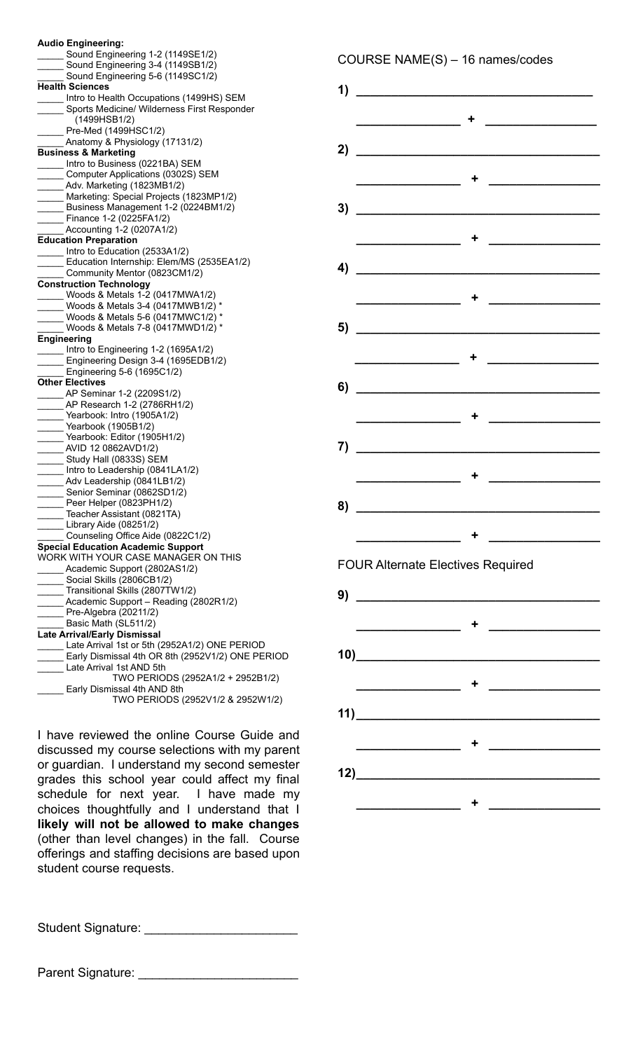**Audio Engineering:**

_____ Sound Engineering 1-2 (1149SE1/2)
_____ Sound Engineering 3-4 (1149SB1/2)
_____ Sound Engineering 5-6 (1149SC1/2)

**Health Sciences**

_____ Intro to Health Occupations (1499HS) SEM
_____ Sports Medicine/ Wilderness First Responder (1499HSB1/2)
_____ Pre-Med (1499HSC1/2)
_____ Anatomy & Physiology (17131/2)

**Business & Marketing**

_____ Intro to Business (0221BA) SEM
_____ Computer Applications (0302S) SEM
_____ Adv. Marketing (1823MB1/2)
_____ Marketing: Special Projects (1823MP1/2)
_____ Business Management 1-2 (0224BM1/2)
_____ Finance 1-2 (0225FA1/2)
_____ Accounting 1-2 (0207A1/2)

**Education Preparation**

_____ Intro to Education (2533A1/2)
_____ Education Internship: Elem/MS (2535EA1/2)
_____ Community Mentor (0823CM1/2)

**Construction Technology**

_____ Woods & Metals 1-2 (0417MWA1/2)
_____ Woods & Metals 3-4 (0417MWB1/2) *
_____ Woods & Metals 5-6 (0417MWC1/2) *
_____ Woods & Metals 7-8 (0417MWD1/2) *

**Engineering**

_____ Intro to Engineering 1-2 (1695A1/2)
_____ Engineering Design 3-4 (1695EDB1/2)
_____ Engineering 5-6 (1695C1/2)

**Other Electives**

_____ AP Seminar 1-2 (2209S1/2)
_____ AP Research 1-2 (2786RH1/2)
_____ Yearbook: Intro (1905A1/2)
_____ Yearbook (1905B1/2)
_____ Yearbook: Editor (1905H1/2)
_____ AVID 12 0862AVD1/2)
_____ Study Hall (0833S) SEM
_____ Intro to Leadership (0841LA1/2)
_____ Adv Leadership (0841LB1/2)
_____ Senior Seminar (0862SD1/2)
_____ Peer Helper (0823PH1/2)
_____ Teacher Assistant (0821TA)
_____ Library Aide (08251/2)
_____ Counseling Office Aide (0822C1/2)

**Special Education Academic Support**

WORK WITH YOUR CASE MANAGER ON THIS

_____ Academic Support (2802AS1/2)
_____ Social Skills (2806CB1/2)
_____ Transitional Skills (2807TW1/2)
_____ Academic Support – Reading (2802R1/2)
_____ Pre-Algebra (20211/2)
_____ Basic Math (SL511/2)

**Late Arrival/Early Dismissal**

_____ Late Arrival 1st or 5th (2952A1/2) ONE PERIOD
_____ Early Dismissal 4th OR 8th (2952V1/2) ONE PERIOD
_____ Late Arrival 1st AND 5th TWO PERIODS (2952A1/2 + 2952B1/2)
_____ Early Dismissal 4th AND 8th TWO PERIODS (2952V1/2 & 2952W1/2)

I have reviewed the online Course Guide and discussed my course selections with my parent or guardian. I understand my second semester grades this school year could affect my final schedule for next year. I have made my choices thoughtfully and I understand that I **likely will not be allowed to make changes** (other than level changes) in the fall. Course offerings and staffing decisions are based upon student course requests.

Student Signature: _____________________

Parent Signature: ______________________

COURSE NAME(S) – 16 names/codes

**1)** ______________________________
______________ + ______________

**2)** ______________________________
______________ + ______________

**3)** ______________________________
______________ + ______________

**4)** ______________________________
______________ + ______________

**5)** ______________________________
______________ + ______________

**6)** ______________________________
______________ + ______________

**7)** ______________________________
______________ + ______________

**8)** ______________________________
______________ + ______________

FOUR Alternate Electives Required

**9)** ______________________________
______________ + ______________

**10)**______________________________
______________ + ______________

**11)**______________________________
______________ + ______________

**12)**______________________________
______________ + ______________